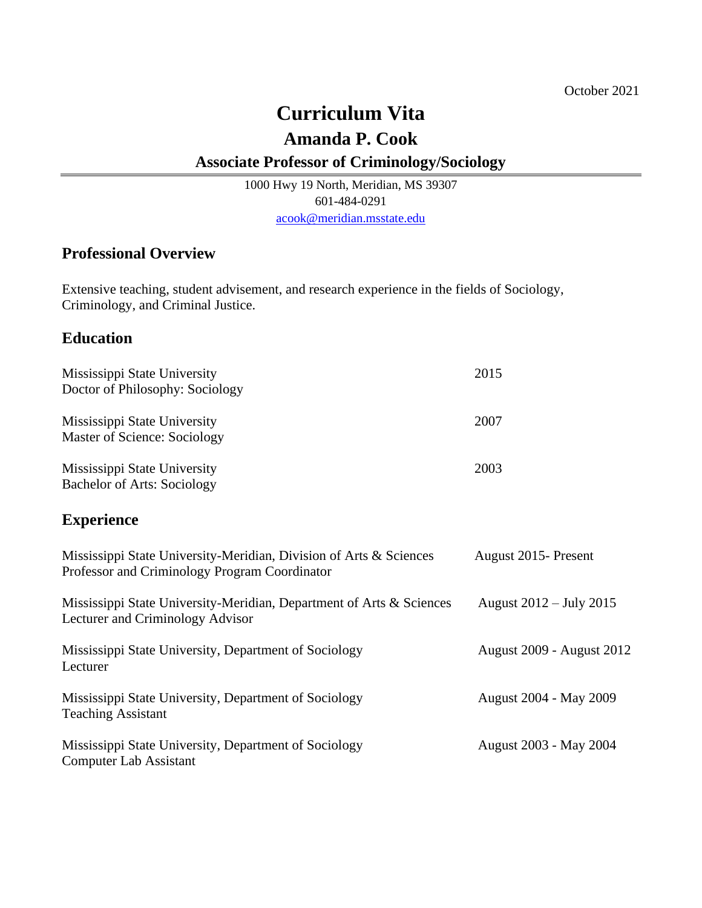October 2021

# Curriculum Vita

## Amanda P. Cook

### Associate Professor of Criminology/Sociology

1000 Hwy 19 North, Meridian, MS 39307
601-484-0291
acook@meridian.msstate.edu

## Professional Overview

Extensive teaching, student advisement, and research experience in the fields of Sociology, Criminology, and Criminal Justice.

## Education

Mississippi State University — 2015
Doctor of Philosophy: Sociology

Mississippi State University — 2007
Master of Science: Sociology

Mississippi State University — 2003
Bachelor of Arts: Sociology

## Experience

Mississippi State University-Meridian, Division of Arts & Sciences — August 2015- Present
Professor and Criminology Program Coordinator

Mississippi State University-Meridian, Department of Arts & Sciences — August 2012 – July 2015
Lecturer and Criminology Advisor

Mississippi State University, Department of Sociology — August 2009 - August 2012
Lecturer

Mississippi State University, Department of Sociology — August 2004 - May 2009
Teaching Assistant

Mississippi State University, Department of Sociology — August 2003 - May 2004
Computer Lab Assistant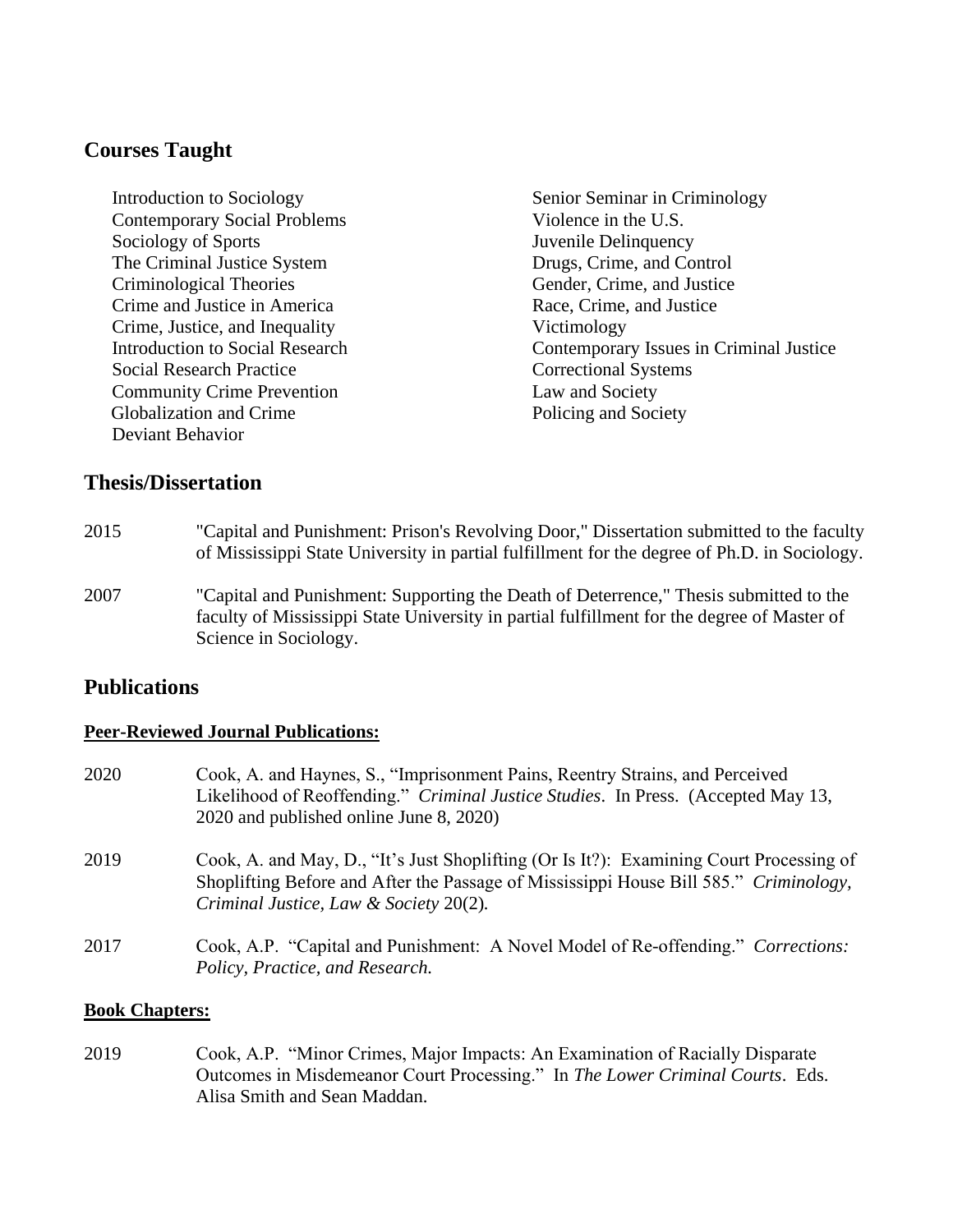## Courses Taught

- Introduction to Sociology
- Contemporary Social Problems
- Sociology of Sports
- The Criminal Justice System
- Criminological Theories
- Crime and Justice in America
- Crime, Justice, and Inequality
- Introduction to Social Research
- Social Research Practice
- Community Crime Prevention
- Globalization and Crime
- Deviant Behavior
- Senior Seminar in Criminology
- Violence in the U.S.
- Juvenile Delinquency
- Drugs, Crime, and Control
- Gender, Crime, and Justice
- Race, Crime, and Justice
- Victimology
- Contemporary Issues in Criminal Justice
- Correctional Systems
- Law and Society
- Policing and Society

## Thesis/Dissertation

2015 "Capital and Punishment: Prison's Revolving Door," Dissertation submitted to the faculty of Mississippi State University in partial fulfillment for the degree of Ph.D. in Sociology.

2007 "Capital and Punishment: Supporting the Death of Deterrence," Thesis submitted to the faculty of Mississippi State University in partial fulfillment for the degree of Master of Science in Sociology.

## Publications

### Peer-Reviewed Journal Publications:

2020 Cook, A. and Haynes, S., "Imprisonment Pains, Reentry Strains, and Perceived Likelihood of Reoffending." *Criminal Justice Studies*. In Press. (Accepted May 13, 2020 and published online June 8, 2020)

2019 Cook, A. and May, D., "It's Just Shoplifting (Or Is It?): Examining Court Processing of Shoplifting Before and After the Passage of Mississippi House Bill 585." *Criminology, Criminal Justice, Law & Society* 20(2).

2017 Cook, A.P. "Capital and Punishment: A Novel Model of Re-offending." *Corrections: Policy, Practice, and Research.*

### Book Chapters:

2019 Cook, A.P. "Minor Crimes, Major Impacts: An Examination of Racially Disparate Outcomes in Misdemeanor Court Processing." In *The Lower Criminal Courts*. Eds. Alisa Smith and Sean Maddan.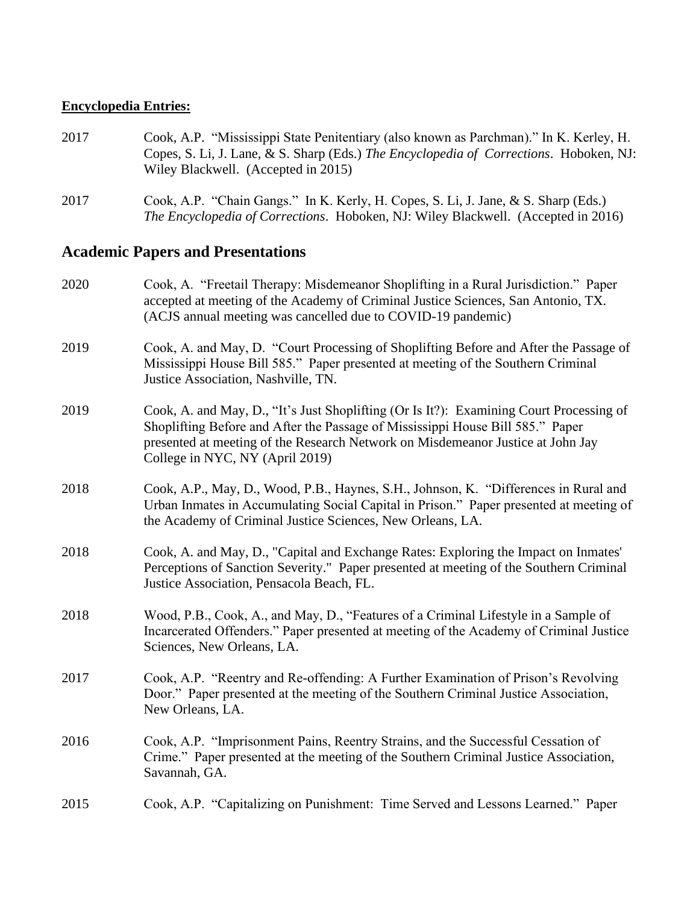**Encyclopedia Entries:**

2017 Cook, A.P. "Mississippi State Penitentiary (also known as Parchman)." In K. Kerley, H. Copes, S. Li, J. Lane, & S. Sharp (Eds.) *The Encyclopedia of Corrections*. Hoboken, NJ: Wiley Blackwell. (Accepted in 2015)

2017 Cook, A.P. "Chain Gangs." In K. Kerly, H. Copes, S. Li, J. Jane, & S. Sharp (Eds.) *The Encyclopedia of Corrections*. Hoboken, NJ: Wiley Blackwell. (Accepted in 2016)

## Academic Papers and Presentations

2020 Cook, A. "Freetail Therapy: Misdemeanor Shoplifting in a Rural Jurisdiction." Paper accepted at meeting of the Academy of Criminal Justice Sciences, San Antonio, TX. (ACJS annual meeting was cancelled due to COVID-19 pandemic)

2019 Cook, A. and May, D. "Court Processing of Shoplifting Before and After the Passage of Mississippi House Bill 585." Paper presented at meeting of the Southern Criminal Justice Association, Nashville, TN.

2019 Cook, A. and May, D., "It's Just Shoplifting (Or Is It?): Examining Court Processing of Shoplifting Before and After the Passage of Mississippi House Bill 585." Paper presented at meeting of the Research Network on Misdemeanor Justice at John Jay College in NYC, NY (April 2019)

2018 Cook, A.P., May, D., Wood, P.B., Haynes, S.H., Johnson, K. "Differences in Rural and Urban Inmates in Accumulating Social Capital in Prison." Paper presented at meeting of the Academy of Criminal Justice Sciences, New Orleans, LA.

2018 Cook, A. and May, D., "Capital and Exchange Rates: Exploring the Impact on Inmates' Perceptions of Sanction Severity." Paper presented at meeting of the Southern Criminal Justice Association, Pensacola Beach, FL.

2018 Wood, P.B., Cook, A., and May, D., "Features of a Criminal Lifestyle in a Sample of Incarcerated Offenders." Paper presented at meeting of the Academy of Criminal Justice Sciences, New Orleans, LA.

2017 Cook, A.P. "Reentry and Re-offending: A Further Examination of Prison's Revolving Door." Paper presented at the meeting of the Southern Criminal Justice Association, New Orleans, LA.

2016 Cook, A.P. "Imprisonment Pains, Reentry Strains, and the Successful Cessation of Crime." Paper presented at the meeting of the Southern Criminal Justice Association, Savannah, GA.

2015 Cook, A.P. "Capitalizing on Punishment: Time Served and Lessons Learned." Paper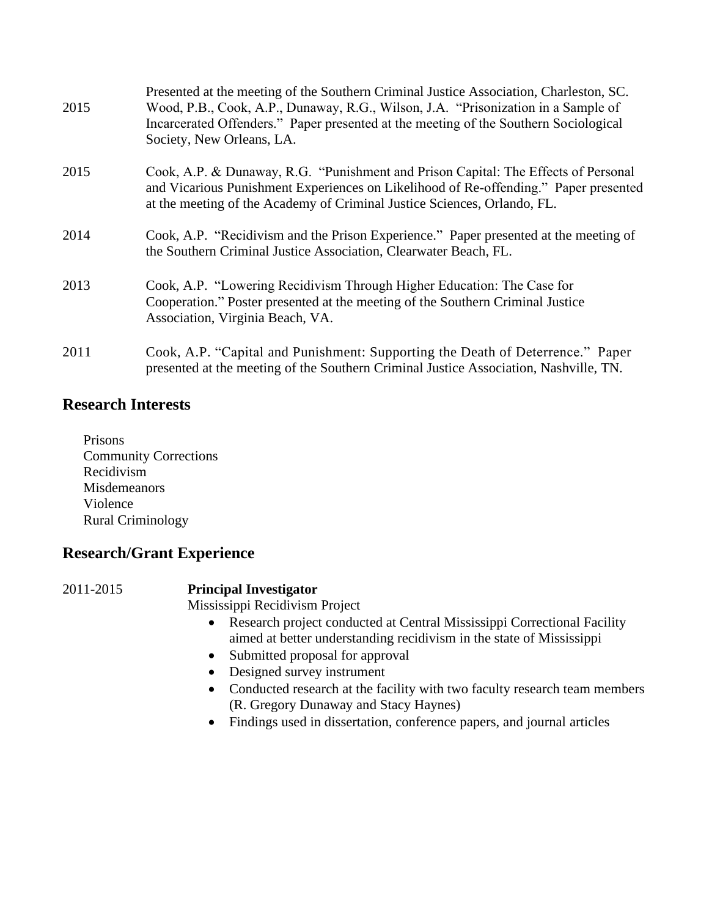Presented at the meeting of the Southern Criminal Justice Association, Charleston, SC.

2015 Wood, P.B., Cook, A.P., Dunaway, R.G., Wilson, J.A. "Prisonization in a Sample of Incarcerated Offenders." Paper presented at the meeting of the Southern Sociological Society, New Orleans, LA.

2015 Cook, A.P. & Dunaway, R.G. "Punishment and Prison Capital: The Effects of Personal and Vicarious Punishment Experiences on Likelihood of Re-offending." Paper presented at the meeting of the Academy of Criminal Justice Sciences, Orlando, FL.

2014 Cook, A.P. "Recidivism and the Prison Experience." Paper presented at the meeting of the Southern Criminal Justice Association, Clearwater Beach, FL.

2013 Cook, A.P. "Lowering Recidivism Through Higher Education: The Case for Cooperation." Poster presented at the meeting of the Southern Criminal Justice Association, Virginia Beach, VA.

2011 Cook, A.P. "Capital and Punishment: Supporting the Death of Deterrence." Paper presented at the meeting of the Southern Criminal Justice Association, Nashville, TN.

## Research Interests

Prisons
Community Corrections
Recidivism
Misdemeanors
Violence
Rural Criminology

## Research/Grant Experience

2011-2015 **Principal Investigator**

Mississippi Recidivism Project

- Research project conducted at Central Mississippi Correctional Facility aimed at better understanding recidivism in the state of Mississippi
- Submitted proposal for approval
- Designed survey instrument
- Conducted research at the facility with two faculty research team members (R. Gregory Dunaway and Stacy Haynes)
- Findings used in dissertation, conference papers, and journal articles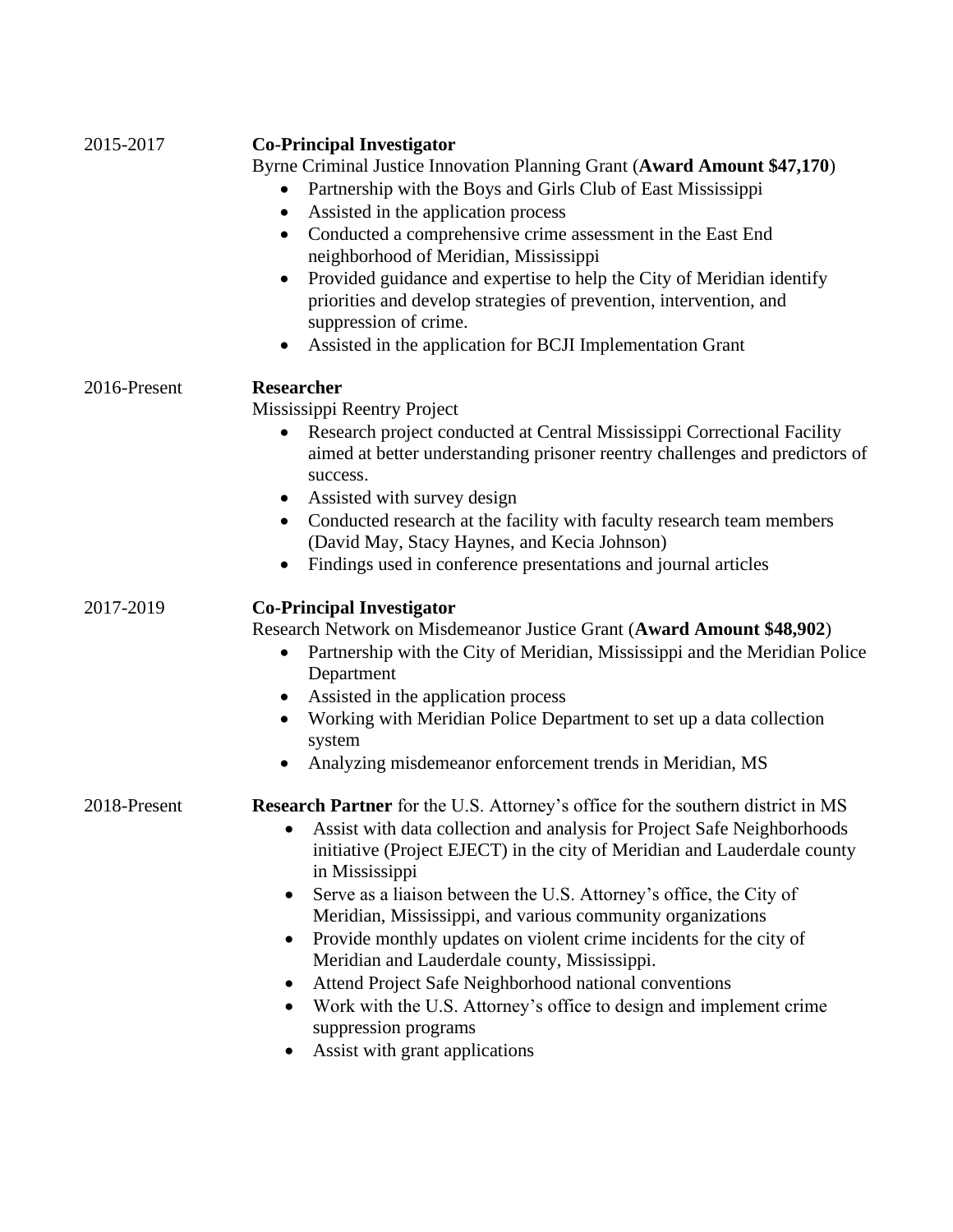2015-2017 **Co-Principal Investigator**

Byrne Criminal Justice Innovation Planning Grant (**Award Amount $47,170**)

- Partnership with the Boys and Girls Club of East Mississippi
- Assisted in the application process
- Conducted a comprehensive crime assessment in the East End neighborhood of Meridian, Mississippi
- Provided guidance and expertise to help the City of Meridian identify priorities and develop strategies of prevention, intervention, and suppression of crime.
- Assisted in the application for BCJI Implementation Grant

2016-Present **Researcher**

Mississippi Reentry Project

- Research project conducted at Central Mississippi Correctional Facility aimed at better understanding prisoner reentry challenges and predictors of success.
- Assisted with survey design
- Conducted research at the facility with faculty research team members (David May, Stacy Haynes, and Kecia Johnson)
- Findings used in conference presentations and journal articles

2017-2019 **Co-Principal Investigator**

Research Network on Misdemeanor Justice Grant (**Award Amount $48,902**)

- Partnership with the City of Meridian, Mississippi and the Meridian Police Department
- Assisted in the application process
- Working with Meridian Police Department to set up a data collection system
- Analyzing misdemeanor enforcement trends in Meridian, MS

2018-Present **Research Partner** for the U.S. Attorney's office for the southern district in MS

- Assist with data collection and analysis for Project Safe Neighborhoods initiative (Project EJECT) in the city of Meridian and Lauderdale county in Mississippi
- Serve as a liaison between the U.S. Attorney's office, the City of Meridian, Mississippi, and various community organizations
- Provide monthly updates on violent crime incidents for the city of Meridian and Lauderdale county, Mississippi.
- Attend Project Safe Neighborhood national conventions
- Work with the U.S. Attorney's office to design and implement crime suppression programs
- Assist with grant applications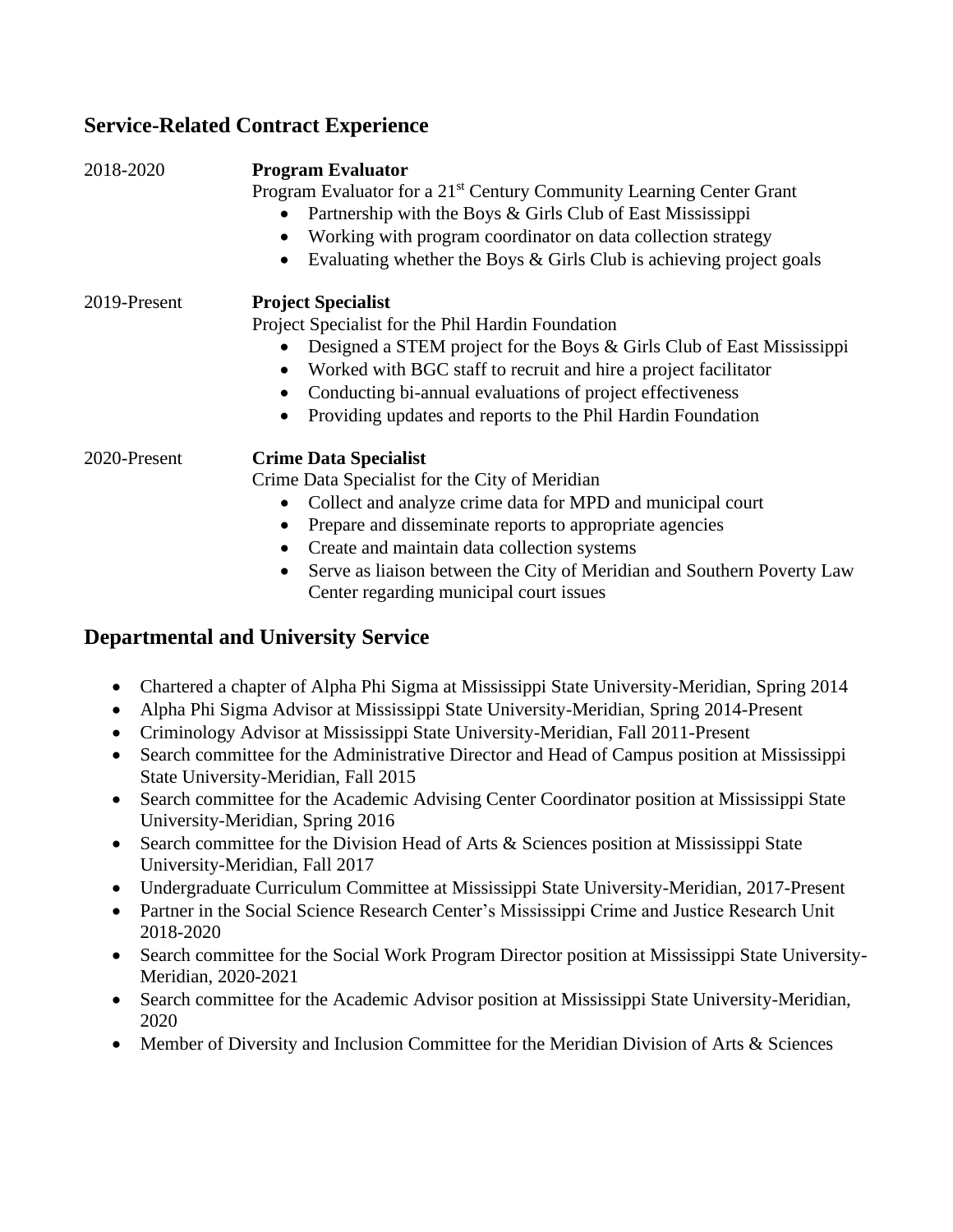## Service-Related Contract Experience

2018-2020 **Program Evaluator**

Program Evaluator for a 21st Century Community Learning Center Grant

- Partnership with the Boys & Girls Club of East Mississippi
- Working with program coordinator on data collection strategy
- Evaluating whether the Boys & Girls Club is achieving project goals

2019-Present **Project Specialist**

Project Specialist for the Phil Hardin Foundation

- Designed a STEM project for the Boys & Girls Club of East Mississippi
- Worked with BGC staff to recruit and hire a project facilitator
- Conducting bi-annual evaluations of project effectiveness
- Providing updates and reports to the Phil Hardin Foundation

2020-Present **Crime Data Specialist**

Crime Data Specialist for the City of Meridian

- Collect and analyze crime data for MPD and municipal court
- Prepare and disseminate reports to appropriate agencies
- Create and maintain data collection systems
- Serve as liaison between the City of Meridian and Southern Poverty Law Center regarding municipal court issues

## Departmental and University Service

- Chartered a chapter of Alpha Phi Sigma at Mississippi State University-Meridian, Spring 2014
- Alpha Phi Sigma Advisor at Mississippi State University-Meridian, Spring 2014-Present
- Criminology Advisor at Mississippi State University-Meridian, Fall 2011-Present
- Search committee for the Administrative Director and Head of Campus position at Mississippi State University-Meridian, Fall 2015
- Search committee for the Academic Advising Center Coordinator position at Mississippi State University-Meridian, Spring 2016
- Search committee for the Division Head of Arts & Sciences position at Mississippi State University-Meridian, Fall 2017
- Undergraduate Curriculum Committee at Mississippi State University-Meridian, 2017-Present
- Partner in the Social Science Research Center's Mississippi Crime and Justice Research Unit 2018-2020
- Search committee for the Social Work Program Director position at Mississippi State University-Meridian, 2020-2021
- Search committee for the Academic Advisor position at Mississippi State University-Meridian, 2020
- Member of Diversity and Inclusion Committee for the Meridian Division of Arts & Sciences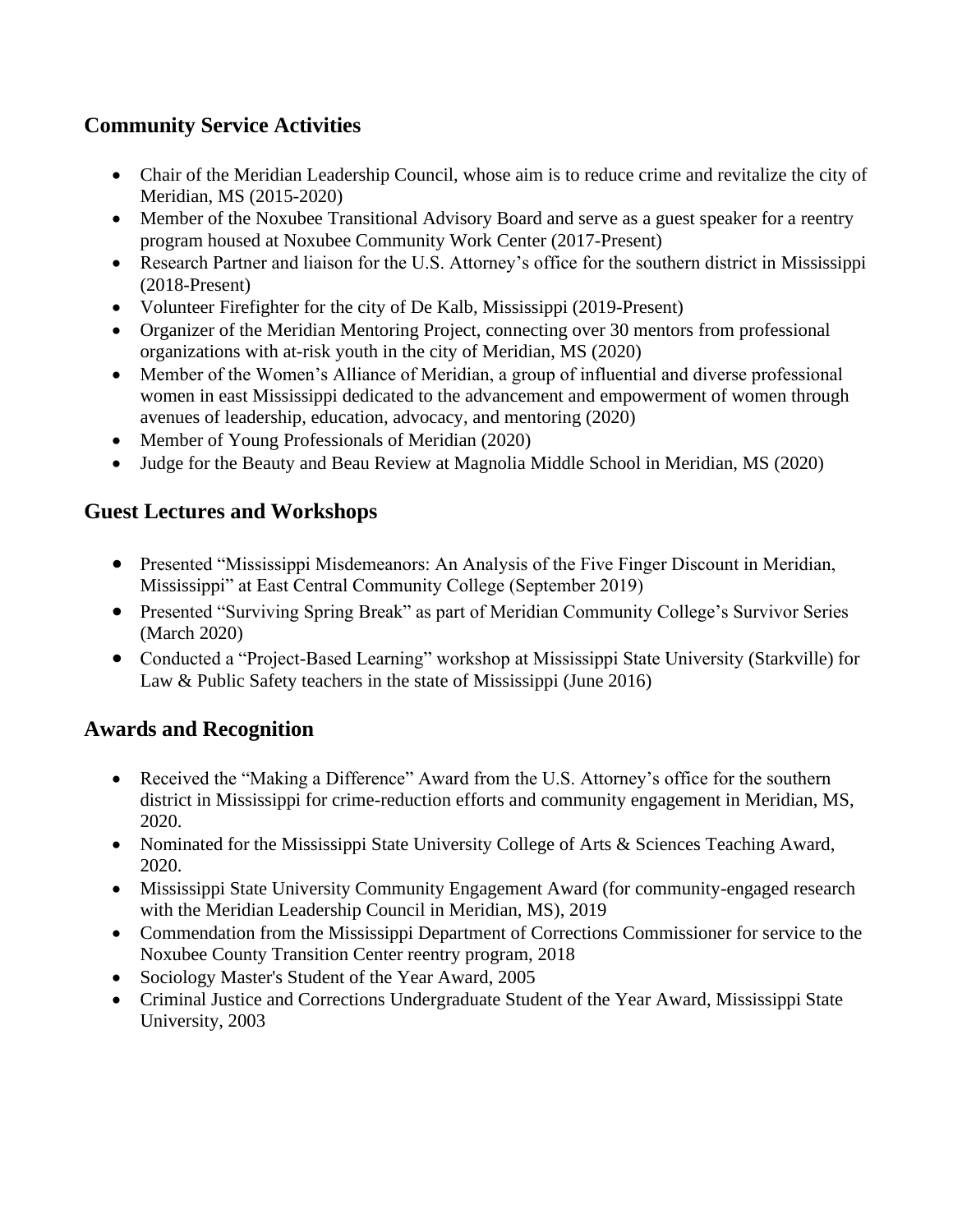## Community Service Activities

- Chair of the Meridian Leadership Council, whose aim is to reduce crime and revitalize the city of Meridian, MS (2015-2020)
- Member of the Noxubee Transitional Advisory Board and serve as a guest speaker for a reentry program housed at Noxubee Community Work Center (2017-Present)
- Research Partner and liaison for the U.S. Attorney's office for the southern district in Mississippi (2018-Present)
- Volunteer Firefighter for the city of De Kalb, Mississippi (2019-Present)
- Organizer of the Meridian Mentoring Project, connecting over 30 mentors from professional organizations with at-risk youth in the city of Meridian, MS (2020)
- Member of the Women's Alliance of Meridian, a group of influential and diverse professional women in east Mississippi dedicated to the advancement and empowerment of women through avenues of leadership, education, advocacy, and mentoring (2020)
- Member of Young Professionals of Meridian (2020)
- Judge for the Beauty and Beau Review at Magnolia Middle School in Meridian, MS (2020)

## Guest Lectures and Workshops

- Presented "Mississippi Misdemeanors: An Analysis of the Five Finger Discount in Meridian, Mississippi" at East Central Community College (September 2019)
- Presented "Surviving Spring Break" as part of Meridian Community College's Survivor Series (March 2020)
- Conducted a "Project-Based Learning" workshop at Mississippi State University (Starkville) for Law & Public Safety teachers in the state of Mississippi (June 2016)

## Awards and Recognition

- Received the "Making a Difference" Award from the U.S. Attorney's office for the southern district in Mississippi for crime-reduction efforts and community engagement in Meridian, MS, 2020.
- Nominated for the Mississippi State University College of Arts & Sciences Teaching Award, 2020.
- Mississippi State University Community Engagement Award (for community-engaged research with the Meridian Leadership Council in Meridian, MS), 2019
- Commendation from the Mississippi Department of Corrections Commissioner for service to the Noxubee County Transition Center reentry program, 2018
- Sociology Master's Student of the Year Award, 2005
- Criminal Justice and Corrections Undergraduate Student of the Year Award, Mississippi State University, 2003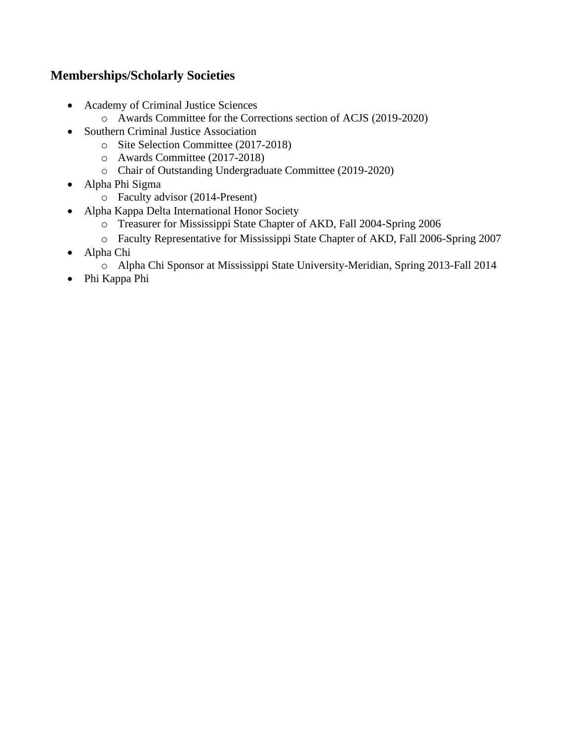## Memberships/Scholarly Societies

- Academy of Criminal Justice Sciences
  - Awards Committee for the Corrections section of ACJS (2019-2020)
- Southern Criminal Justice Association
  - Site Selection Committee (2017-2018)
  - Awards Committee (2017-2018)
  - Chair of Outstanding Undergraduate Committee (2019-2020)
- Alpha Phi Sigma
  - Faculty advisor (2014-Present)
- Alpha Kappa Delta International Honor Society
  - Treasurer for Mississippi State Chapter of AKD, Fall 2004-Spring 2006
  - Faculty Representative for Mississippi State Chapter of AKD, Fall 2006-Spring 2007
- Alpha Chi
  - Alpha Chi Sponsor at Mississippi State University-Meridian, Spring 2013-Fall 2014
- Phi Kappa Phi